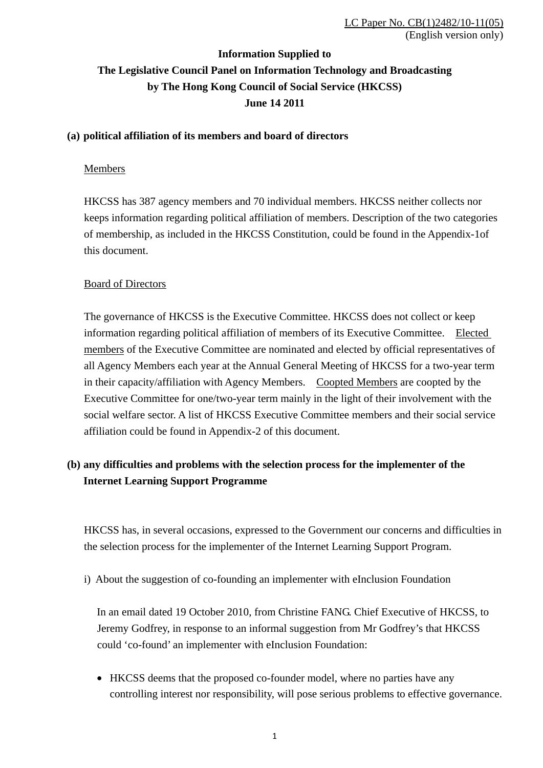LC Paper No. CB(1)2482/10-11(05)
(English version only)

**Information Supplied to**
**The Legislative Council Panel on Information Technology and Broadcasting**
**by The Hong Kong Council of Social Service (HKCSS)**
**June 14 2011**

**(a) political affiliation of its members and board of directors**

Members

HKCSS has 387 agency members and 70 individual members. HKCSS neither collects nor keeps information regarding political affiliation of members. Description of the two categories of membership, as included in the HKCSS Constitution, could be found in the Appendix-1of this document.

Board of Directors

The governance of HKCSS is the Executive Committee. HKCSS does not collect or keep information regarding political affiliation of members of its Executive Committee. Elected members of the Executive Committee are nominated and elected by official representatives of all Agency Members each year at the Annual General Meeting of HKCSS for a two-year term in their capacity/affiliation with Agency Members. Coopted Members are coopted by the Executive Committee for one/two-year term mainly in the light of their involvement with the social welfare sector. A list of HKCSS Executive Committee members and their social service affiliation could be found in Appendix-2 of this document.

**(b) any difficulties and problems with the selection process for the implementer of the Internet Learning Support Programme**

HKCSS has, in several occasions, expressed to the Government our concerns and difficulties in the selection process for the implementer of the Internet Learning Support Program.

i) About the suggestion of co-founding an implementer with eInclusion Foundation

In an email dated 19 October 2010, from Christine FANG. Chief Executive of HKCSS, to Jeremy Godfrey, in response to an informal suggestion from Mr Godfrey's that HKCSS could 'co-found' an implementer with eInclusion Foundation:

- HKCSS deems that the proposed co-founder model, where no parties have any controlling interest nor responsibility, will pose serious problems to effective governance.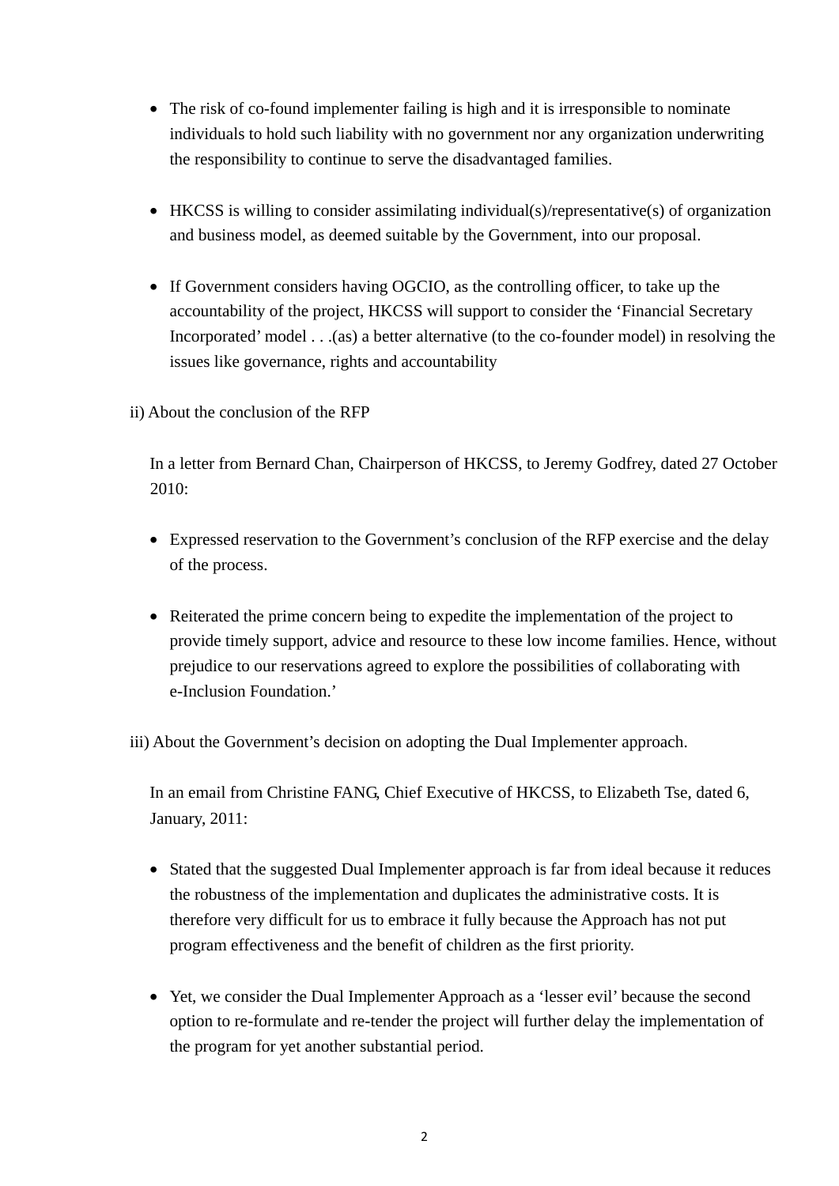- The risk of co-found implementer failing is high and it is irresponsible to nominate individuals to hold such liability with no government nor any organization underwriting the responsibility to continue to serve the disadvantaged families.

- HKCSS is willing to consider assimilating individual(s)/representative(s) of organization and business model, as deemed suitable by the Government, into our proposal.

- If Government considers having OGCIO, as the controlling officer, to take up the accountability of the project, HKCSS will support to consider the 'Financial Secretary Incorporated' model . . .(as) a better alternative (to the co-founder model) in resolving the issues like governance, rights and accountability

ii) About the conclusion of the RFP

In a letter from Bernard Chan, Chairperson of HKCSS, to Jeremy Godfrey, dated 27 October 2010:

- Expressed reservation to the Government's conclusion of the RFP exercise and the delay of the process.

- Reiterated the prime concern being to expedite the implementation of the project to provide timely support, advice and resource to these low income families. Hence, without prejudice to our reservations agreed to explore the possibilities of collaborating with e-Inclusion Foundation.'

iii) About the Government's decision on adopting the Dual Implementer approach.

In an email from Christine FANG, Chief Executive of HKCSS, to Elizabeth Tse, dated 6, January, 2011:

- Stated that the suggested Dual Implementer approach is far from ideal because it reduces the robustness of the implementation and duplicates the administrative costs. It is therefore very difficult for us to embrace it fully because the Approach has not put program effectiveness and the benefit of children as the first priority.

- Yet, we consider the Dual Implementer Approach as a 'lesser evil' because the second option to re-formulate and re-tender the project will further delay the implementation of the program for yet another substantial period.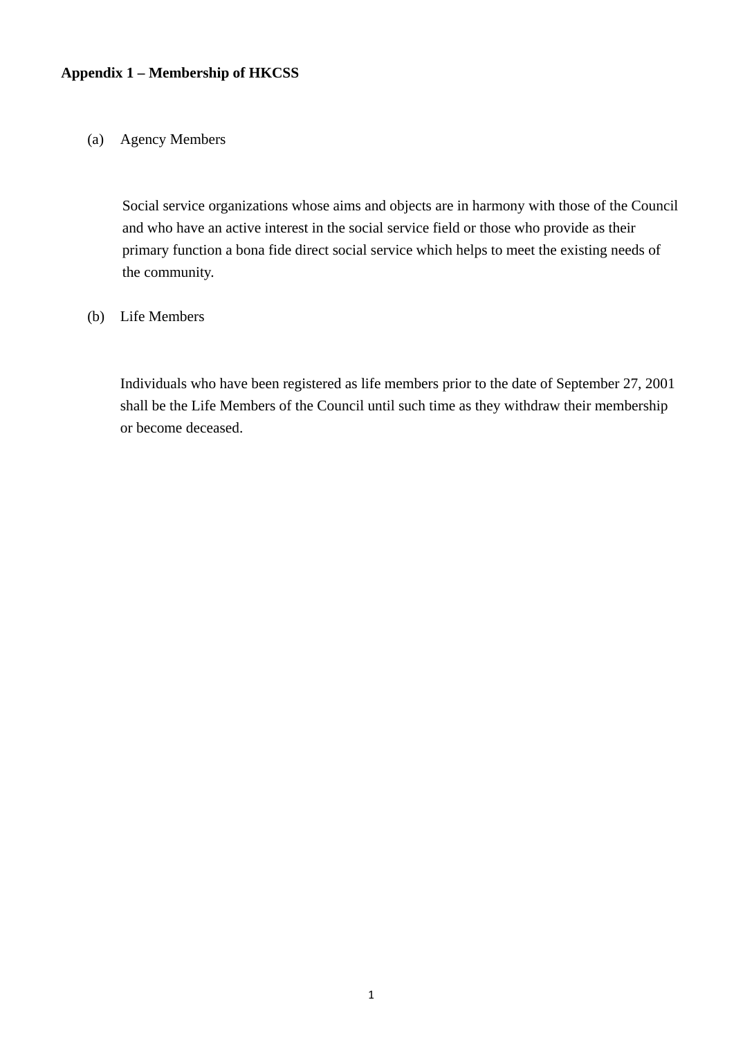**Appendix 1 – Membership of HKCSS**

(a) Agency Members

Social service organizations whose aims and objects are in harmony with those of the Council and who have an active interest in the social service field or those who provide as their primary function a bona fide direct social service which helps to meet the existing needs of the community.

(b) Life Members

Individuals who have been registered as life members prior to the date of September 27, 2001 shall be the Life Members of the Council until such time as they withdraw their membership or become deceased.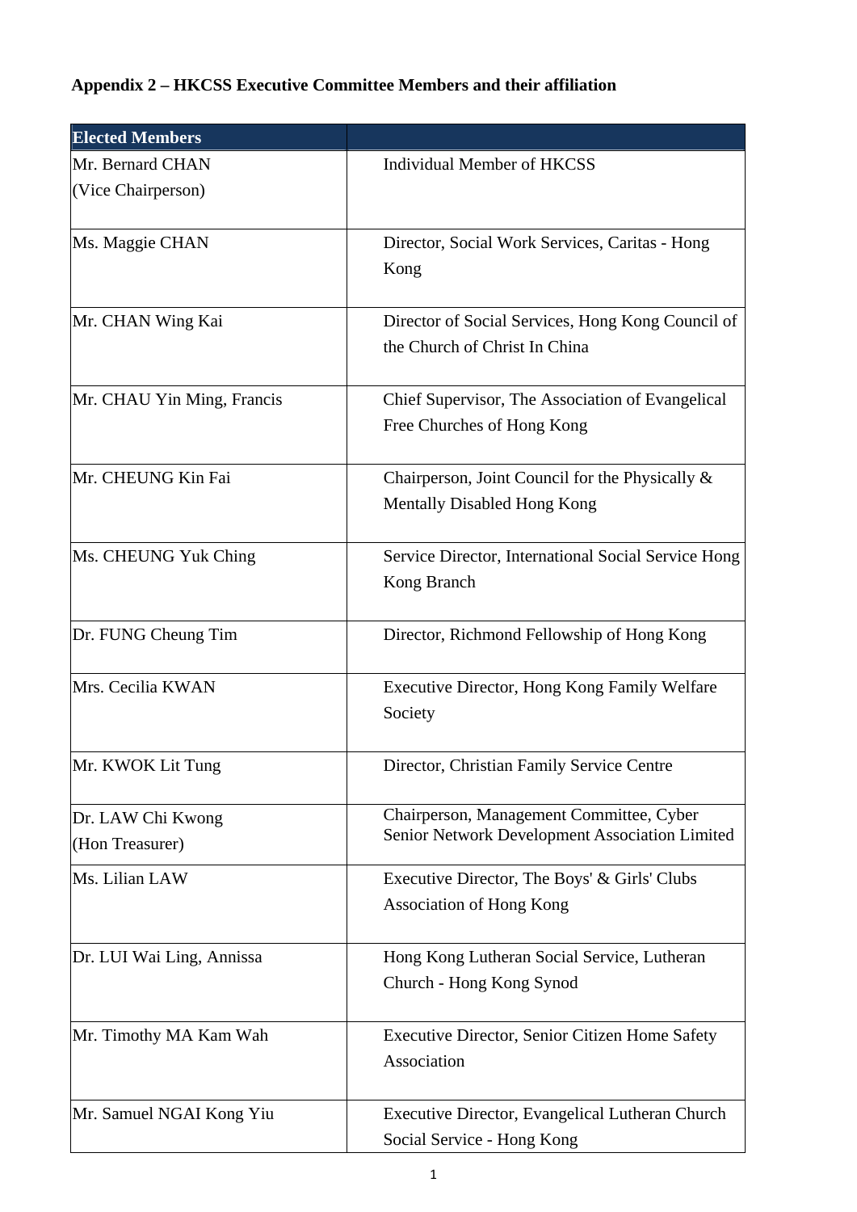**Appendix 2 – HKCSS Executive Committee Members and their affiliation**

| Elected Members | |
|---|---|
| Mr. Bernard CHAN (Vice Chairperson) | Individual Member of HKCSS |
| Ms. Maggie CHAN | Director, Social Work Services, Caritas - Hong Kong |
| Mr. CHAN Wing Kai | Director of Social Services, Hong Kong Council of the Church of Christ In China |
| Mr. CHAU Yin Ming, Francis | Chief Supervisor, The Association of Evangelical Free Churches of Hong Kong |
| Mr. CHEUNG Kin Fai | Chairperson, Joint Council for the Physically & Mentally Disabled Hong Kong |
| Ms. CHEUNG Yuk Ching | Service Director, International Social Service Hong Kong Branch |
| Dr. FUNG Cheung Tim | Director, Richmond Fellowship of Hong Kong |
| Mrs. Cecilia KWAN | Executive Director, Hong Kong Family Welfare Society |
| Mr. KWOK Lit Tung | Director, Christian Family Service Centre |
| Dr. LAW Chi Kwong (Hon Treasurer) | Chairperson, Management Committee, Cyber Senior Network Development Association Limited |
| Ms. Lilian LAW | Executive Director, The Boys' & Girls' Clubs Association of Hong Kong |
| Dr. LUI Wai Ling, Annissa | Hong Kong Lutheran Social Service, Lutheran Church - Hong Kong Synod |
| Mr. Timothy MA Kam Wah | Executive Director, Senior Citizen Home Safety Association |
| Mr. Samuel NGAI Kong Yiu | Executive Director, Evangelical Lutheran Church Social Service - Hong Kong |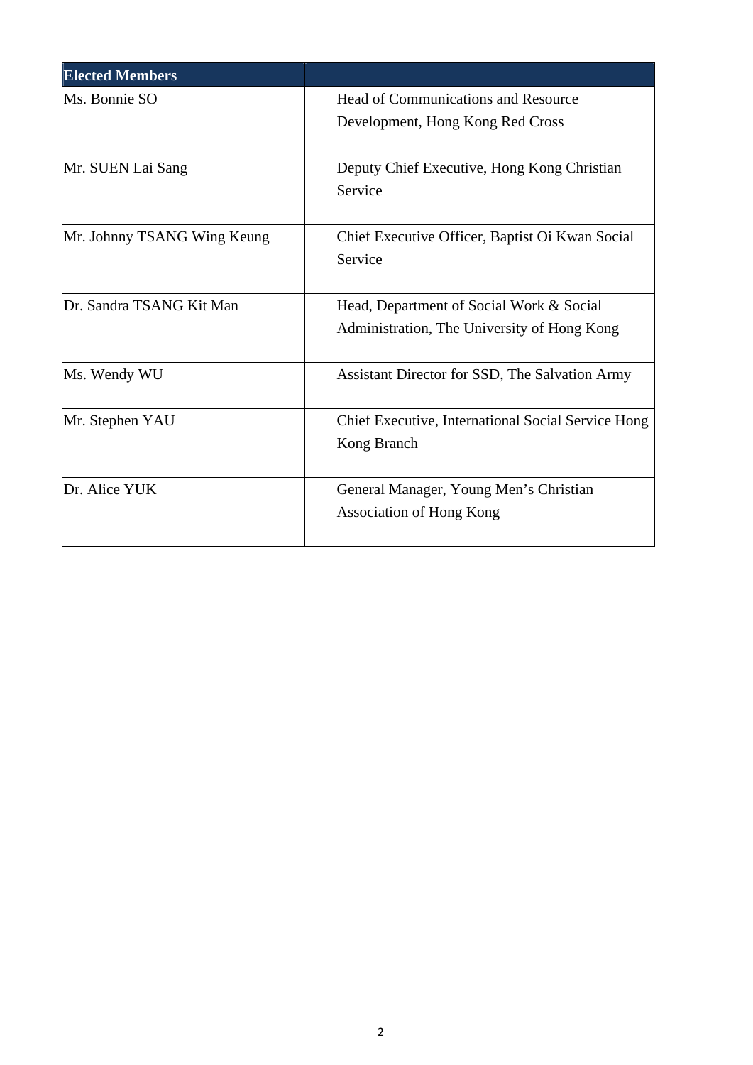| Elected Members | |
|---|---|
| Ms. Bonnie SO | Head of Communications and Resource Development, Hong Kong Red Cross |
| Mr. SUEN Lai Sang | Deputy Chief Executive, Hong Kong Christian Service |
| Mr. Johnny TSANG Wing Keung | Chief Executive Officer, Baptist Oi Kwan Social Service |
| Dr. Sandra TSANG Kit Man | Head, Department of Social Work & Social Administration, The University of Hong Kong |
| Ms. Wendy WU | Assistant Director for SSD, The Salvation Army |
| Mr. Stephen YAU | Chief Executive, International Social Service Hong Kong Branch |
| Dr. Alice YUK | General Manager, Young Men's Christian Association of Hong Kong |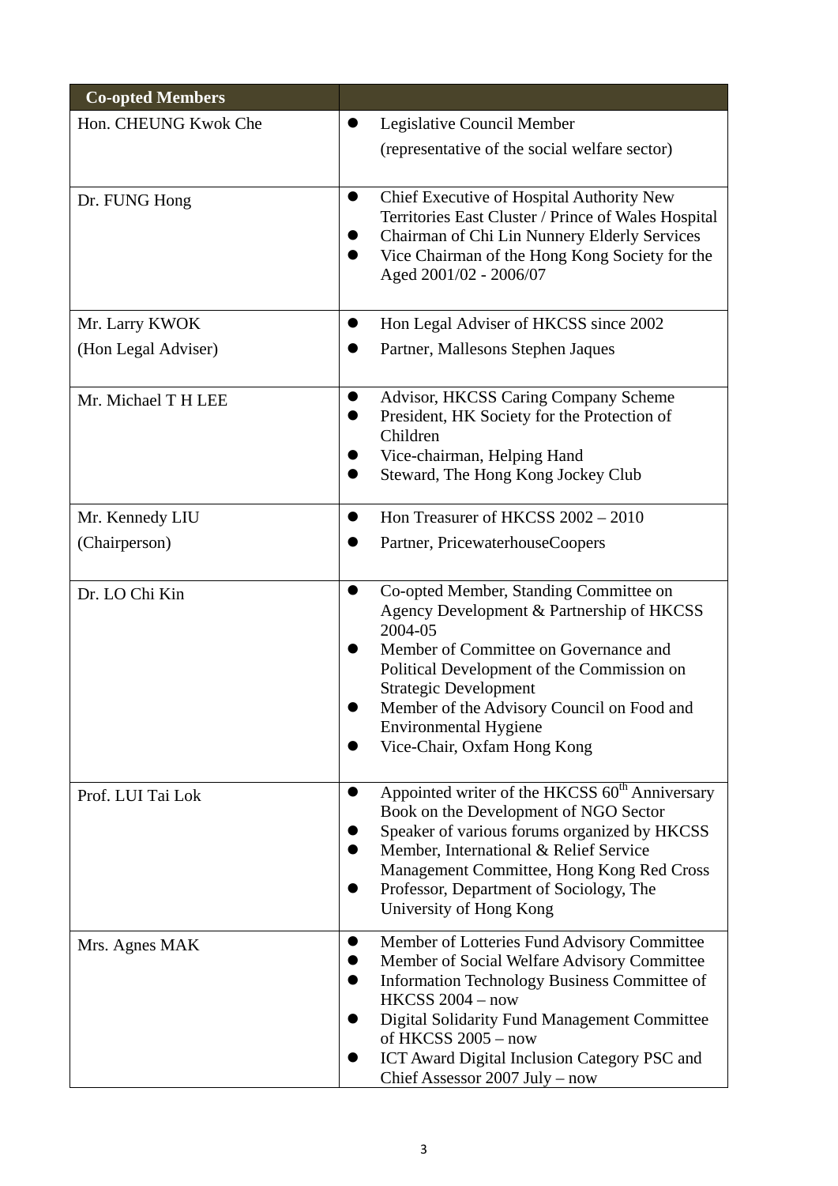| Co-opted Members | |
|---|---|
| Hon. CHEUNG Kwok Che | ● Legislative Council Member<br>(representative of the social welfare sector) |
| Dr. FUNG Hong | ● Chief Executive of Hospital Authority New Territories East Cluster / Prince of Wales Hospital<br>● Chairman of Chi Lin Nunnery Elderly Services<br>● Vice Chairman of the Hong Kong Society for the Aged 2001/02 - 2006/07 |
| Mr. Larry KWOK<br>(Hon Legal Adviser) | ● Hon Legal Adviser of HKCSS since 2002<br>● Partner, Mallesons Stephen Jaques |
| Mr. Michael T H LEE | ● Advisor, HKCSS Caring Company Scheme<br>● President, HK Society for the Protection of Children<br>● Vice-chairman, Helping Hand<br>● Steward, The Hong Kong Jockey Club |
| Mr. Kennedy LIU<br>(Chairperson) | ● Hon Treasurer of HKCSS 2002 – 2010<br>● Partner, PricewaterhouseCoopers |
| Dr. LO Chi Kin | ● Co-opted Member, Standing Committee on Agency Development & Partnership of HKCSS 2004-05<br>● Member of Committee on Governance and Political Development of the Commission on Strategic Development<br>● Member of the Advisory Council on Food and Environmental Hygiene<br>● Vice-Chair, Oxfam Hong Kong |
| Prof. LUI Tai Lok | ● Appointed writer of the HKCSS 60th Anniversary Book on the Development of NGO Sector<br>● Speaker of various forums organized by HKCSS<br>● Member, International & Relief Service Management Committee, Hong Kong Red Cross<br>● Professor, Department of Sociology, The University of Hong Kong |
| Mrs. Agnes MAK | ● Member of Lotteries Fund Advisory Committee<br>● Member of Social Welfare Advisory Committee<br>● Information Technology Business Committee of HKCSS 2004 – now<br>● Digital Solidarity Fund Management Committee of HKCSS 2005 – now<br>● ICT Award Digital Inclusion Category PSC and Chief Assessor 2007 July – now |